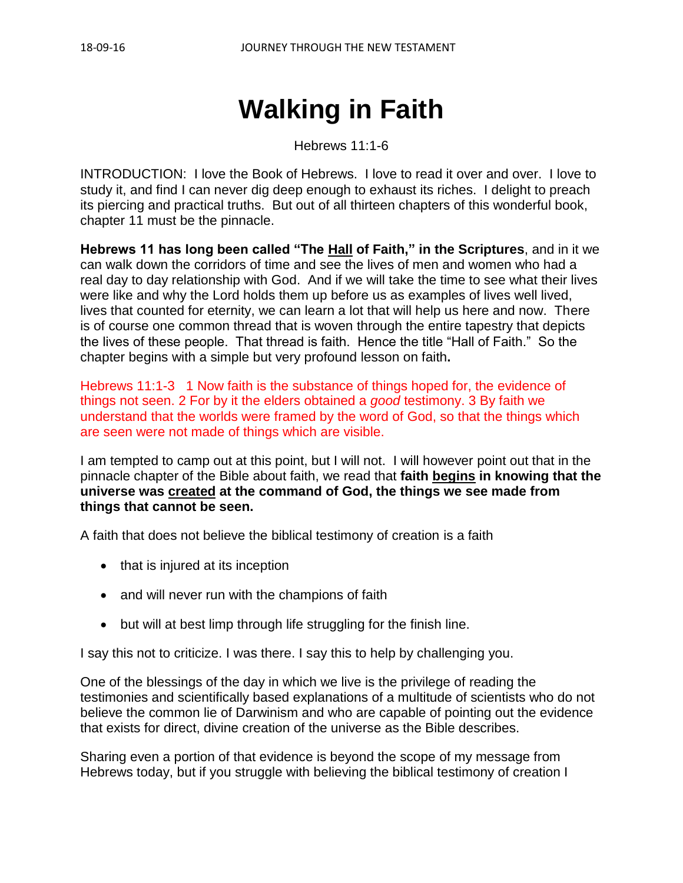# Walking in Faith

Hebrews 11:1-6

INTRODUCTION: I love the Book of Hebrews. I love to read it over and over. I love to study it, and find I can never dig deep enough to exhaust its riches. I delight to preach its piercing and practical truths. But out of all thirteen chapters of this wonderful book, chapter 11 must be the pinnacle.

**Hebrews 11 has long been called "The Hall of Faith," in the Scriptures**, and in it we can walk down the corridors of time and see the lives of men and women who had a real day to day relationship with God. And if we will take the time to see what their lives were like and why the Lord holds them up before us as examples of lives well lived, lives that counted for eternity, we can learn a lot that will help us here and now. There is of course one common thread that is woven through the entire tapestry that depicts the lives of these people. That thread is faith. Hence the title "Hall of Faith." So the chapter begins with a simple but very profound lesson on faith**.**

Hebrews 11:1-3 1 Now faith is the substance of things hoped for, the evidence of things not seen. 2 For by it the elders obtained a *good* testimony. 3 By faith we understand that the worlds were framed by the word of God, so that the things which are seen were not made of things which are visible.

I am tempted to camp out at this point, but I will not. I will however point out that in the pinnacle chapter of the Bible about faith, we read that **faith begins in knowing that the universe was created at the command of God, the things we see made from things that cannot be seen.**

A faith that does not believe the biblical testimony of creation is a faith

- that is injured at its inception
- and will never run with the champions of faith
- but will at best limp through life struggling for the finish line.

I say this not to criticize. I was there. I say this to help by challenging you.

One of the blessings of the day in which we live is the privilege of reading the testimonies and scientifically based explanations of a multitude of scientists who do not believe the common lie of Darwinism and who are capable of pointing out the evidence that exists for direct, divine creation of the universe as the Bible describes.

Sharing even a portion of that evidence is beyond the scope of my message from Hebrews today, but if you struggle with believing the biblical testimony of creation I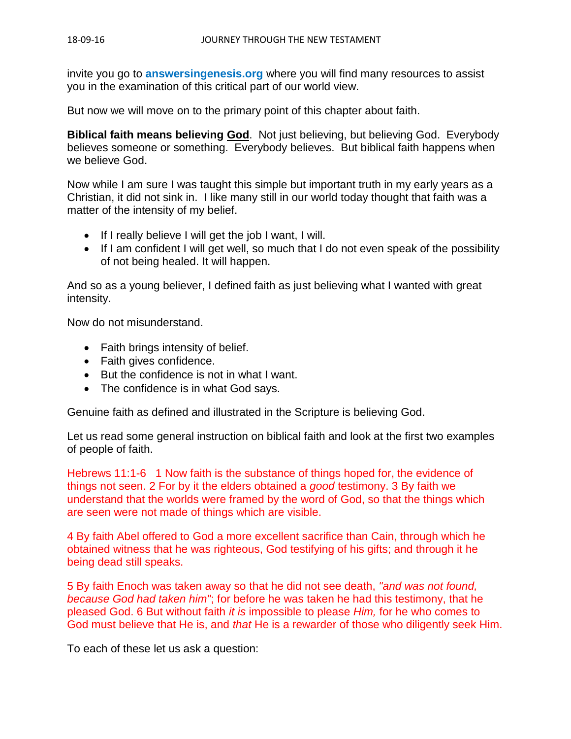invite you go to **answersingenesis.org** where you will find many resources to assist you in the examination of this critical part of our world view.

But now we will move on to the primary point of this chapter about faith.

**Biblical faith means believing God**. Not just believing, but believing God. Everybody believes someone or something. Everybody believes. But biblical faith happens when we believe God.

Now while I am sure I was taught this simple but important truth in my early years as a Christian, it did not sink in. I like many still in our world today thought that faith was a matter of the intensity of my belief.

- If I really believe I will get the job I want, I will.
- If I am confident I will get well, so much that I do not even speak of the possibility of not being healed. It will happen.

And so as a young believer, I defined faith as just believing what I wanted with great intensity.

Now do not misunderstand.

- Faith brings intensity of belief.
- Faith gives confidence.
- But the confidence is not in what I want.
- The confidence is in what God says.

Genuine faith as defined and illustrated in the Scripture is believing God.

Let us read some general instruction on biblical faith and look at the first two examples of people of faith.

Hebrews 11:1-6 1 Now faith is the substance of things hoped for, the evidence of things not seen. 2 For by it the elders obtained a *good* testimony. 3 By faith we understand that the worlds were framed by the word of God, so that the things which are seen were not made of things which are visible.

4 By faith Abel offered to God a more excellent sacrifice than Cain, through which he obtained witness that he was righteous, God testifying of his gifts; and through it he being dead still speaks.

5 By faith Enoch was taken away so that he did not see death, *"and was not found, because God had taken him"*; for before he was taken he had this testimony, that he pleased God. 6 But without faith *it is* impossible to please *Him,* for he who comes to God must believe that He is, and *that* He is a rewarder of those who diligently seek Him.

To each of these let us ask a question: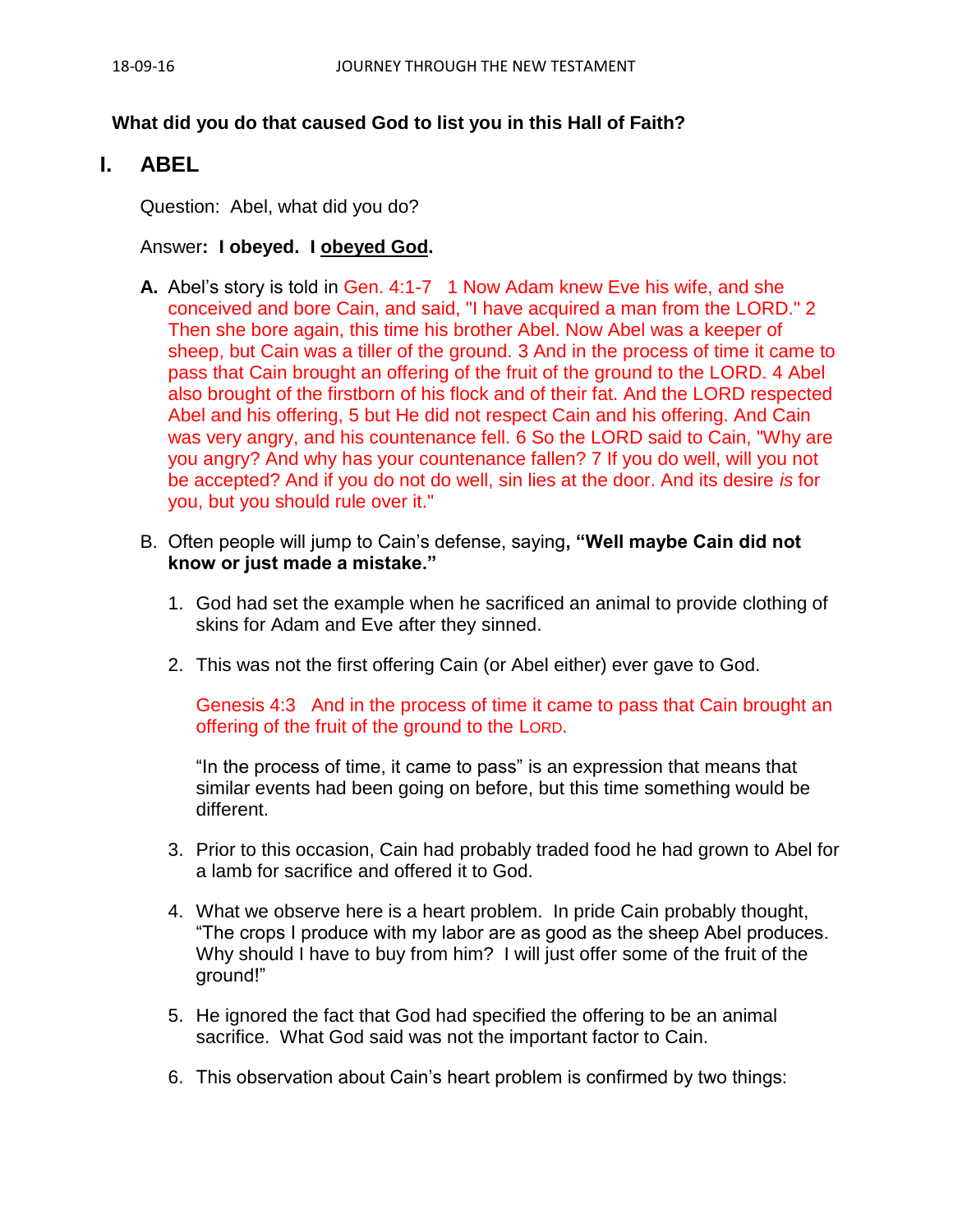**What did you do that caused God to list you in this Hall of Faith?**

# I. ABEL

Question: Abel, what did you do?

Answer**: I obeyed. I obeyed God.**

**A.** Abel's story is told in Gen. 4:1-7 1 Now Adam knew Eve his wife, and she conceived and bore Cain, and said, "I have acquired a man from the LORD." 2 Then she bore again, this time his brother Abel. Now Abel was a keeper of sheep, but Cain was a tiller of the ground. 3 And in the process of time it came to pass that Cain brought an offering of the fruit of the ground to the LORD. 4 Abel also brought of the firstborn of his flock and of their fat. And the LORD respected Abel and his offering, 5 but He did not respect Cain and his offering. And Cain was very angry, and his countenance fell. 6 So the LORD said to Cain, "Why are you angry? And why has your countenance fallen? 7 If you do well, will you not be accepted? And if you do not do well, sin lies at the door. And its desire *is* for you, but you should rule over it."

B. Often people will jump to Cain's defense, saying**, "Well maybe Cain did not know or just made a mistake."**

1. God had set the example when he sacrificed an animal to provide clothing of skins for Adam and Eve after they sinned.

2. This was not the first offering Cain (or Abel either) ever gave to God.

   Genesis 4:3 And in the process of time it came to pass that Cain brought an offering of the fruit of the ground to the LORD.

   "In the process of time, it came to pass" is an expression that means that similar events had been going on before, but this time something would be different.

3. Prior to this occasion, Cain had probably traded food he had grown to Abel for a lamb for sacrifice and offered it to God.

4. What we observe here is a heart problem. In pride Cain probably thought, "The crops I produce with my labor are as good as the sheep Abel produces. Why should I have to buy from him? I will just offer some of the fruit of the ground!"

5. He ignored the fact that God had specified the offering to be an animal sacrifice. What God said was not the important factor to Cain.

6. This observation about Cain's heart problem is confirmed by two things: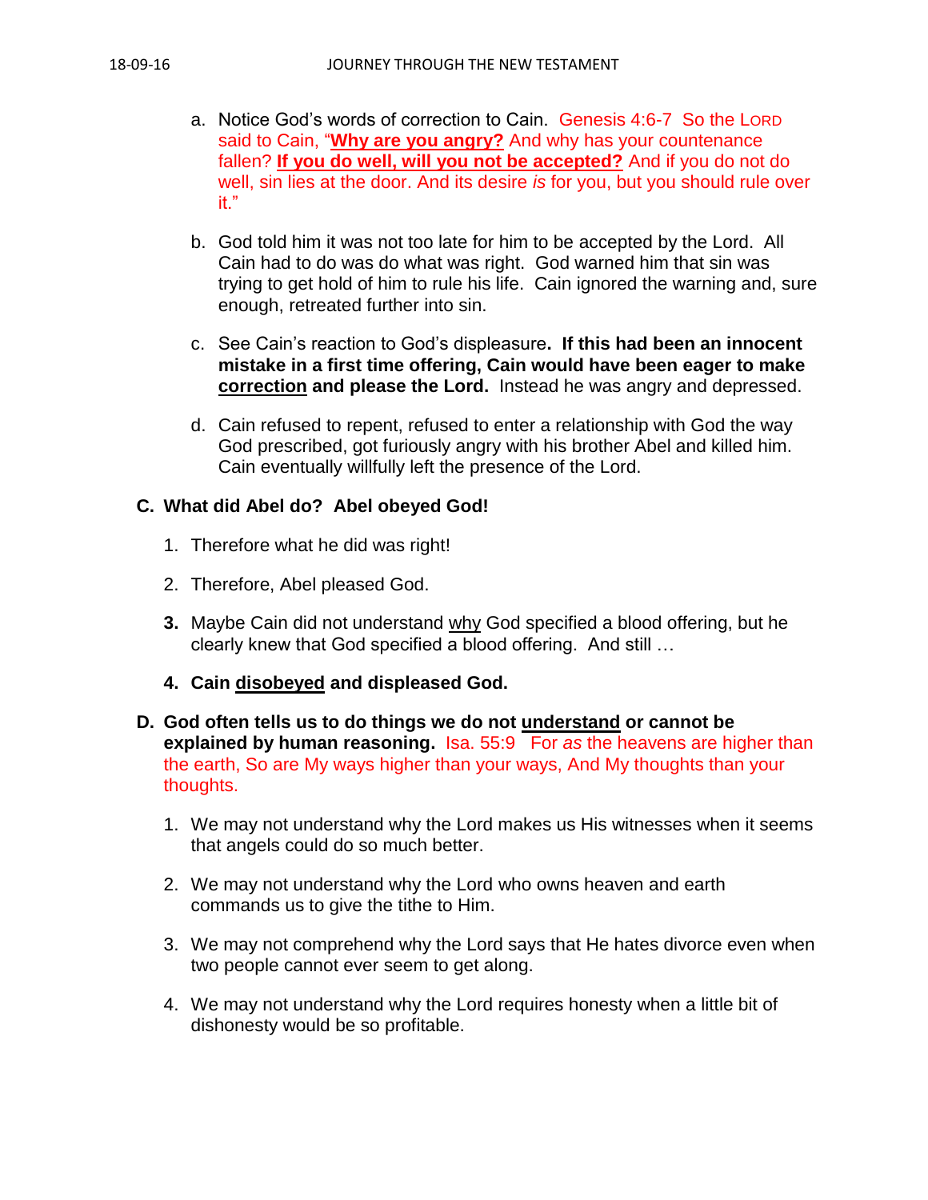a. Notice God's words of correction to Cain. Genesis 4:6-7 So the LORD said to Cain, "**<u>Why are you angry?</u>** And why has your countenance fallen? **<u>If you do well, will you not be accepted?</u>** And if you do not do well, sin lies at the door. And its desire *is* for you, but you should rule over it."

b. God told him it was not too late for him to be accepted by the Lord. All Cain had to do was do what was right. God warned him that sin was trying to get hold of him to rule his life. Cain ignored the warning and, sure enough, retreated further into sin.

c. See Cain's reaction to God's displeasure**. If this had been an innocent mistake in a first time offering, Cain would have been eager to make <u>correction</u> and please the Lord.** Instead he was angry and depressed.

d. Cain refused to repent, refused to enter a relationship with God the way God prescribed, got furiously angry with his brother Abel and killed him. Cain eventually willfully left the presence of the Lord.

**C. What did Abel do? Abel obeyed God!**

1. Therefore what he did was right!
2. Therefore, Abel pleased God.
3. Maybe Cain did not understand <u>why</u> God specified a blood offering, but he clearly knew that God specified a blood offering. And still …
4. **Cain <u>disobeyed</u> and displeased God.**

**D. God often tells us to do things we do not <u>understand</u> or cannot be explained by human reasoning.** Isa. 55:9 For *as* the heavens are higher than the earth, So are My ways higher than your ways, And My thoughts than your thoughts.

1. We may not understand why the Lord makes us His witnesses when it seems that angels could do so much better.
2. We may not understand why the Lord who owns heaven and earth commands us to give the tithe to Him.
3. We may not comprehend why the Lord says that He hates divorce even when two people cannot ever seem to get along.
4. We may not understand why the Lord requires honesty when a little bit of dishonesty would be so profitable.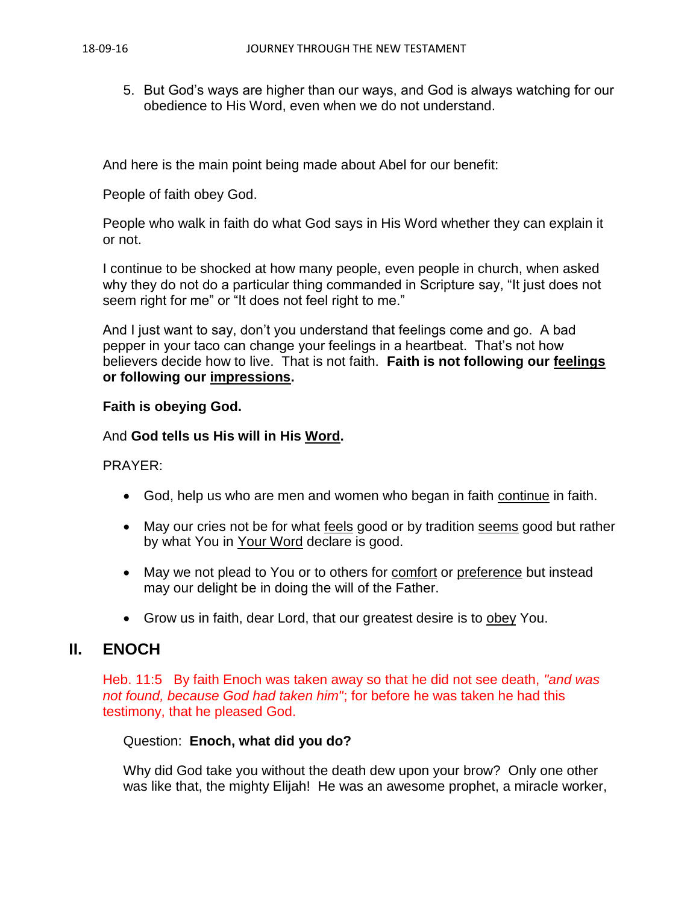5. But God's ways are higher than our ways, and God is always watching for our obedience to His Word, even when we do not understand.

And here is the main point being made about Abel for our benefit:

People of faith obey God.

People who walk in faith do what God says in His Word whether they can explain it or not.

I continue to be shocked at how many people, even people in church, when asked why they do not do a particular thing commanded in Scripture say, "It just does not seem right for me" or "It does not feel right to me."

And I just want to say, don't you understand that feelings come and go. A bad pepper in your taco can change your feelings in a heartbeat. That's not how believers decide how to live. That is not faith. **Faith is not following our <u>feelings</u> or following our <u>impressions</u>.**

**Faith is obeying God.**

And **God tells us His will in His <u>Word</u>.**

PRAYER:

- God, help us who are men and women who began in faith <u>continue</u> in faith.
- May our cries not be for what <u>feels</u> good or by tradition <u>seems</u> good but rather by what You in <u>Your Word</u> declare is good.
- May we not plead to You or to others for <u>comfort</u> or <u>preference</u> but instead may our delight be in doing the will of the Father.
- Grow us in faith, dear Lord, that our greatest desire is to <u>obey</u> You.

## II. ENOCH

Heb. 11:5 By faith Enoch was taken away so that he did not see death, *"and was not found, because God had taken him"*; for before he was taken he had this testimony, that he pleased God.

Question: **Enoch, what did you do?**

Why did God take you without the death dew upon your brow? Only one other was like that, the mighty Elijah! He was an awesome prophet, a miracle worker,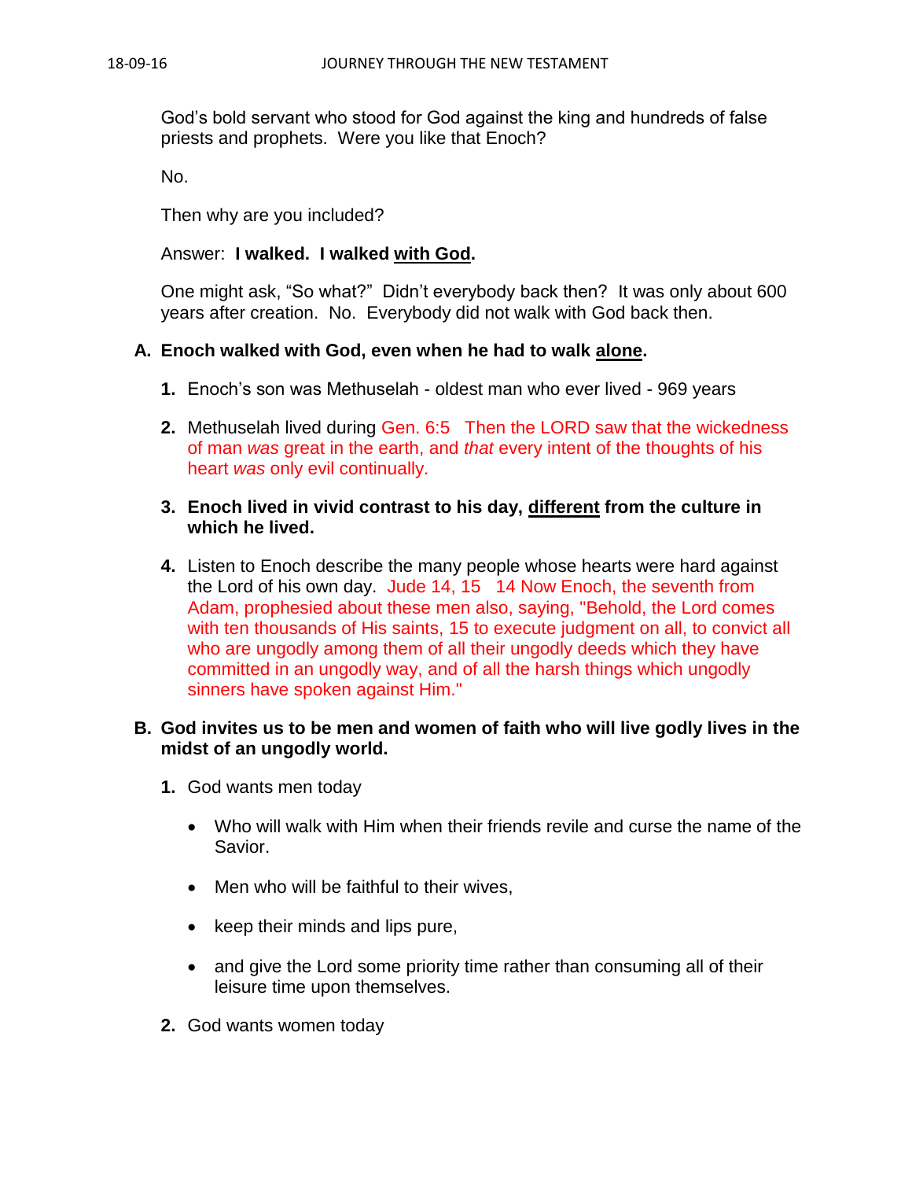God's bold servant who stood for God against the king and hundreds of false priests and prophets. Were you like that Enoch?

No.

Then why are you included?

Answer: **I walked. I walked <u>with God</u>.**

One might ask, "So what?" Didn't everybody back then? It was only about 600 years after creation. No. Everybody did not walk with God back then.

**A. Enoch walked with God, even when he had to walk <u>alone</u>.**

1. Enoch's son was Methuselah - oldest man who ever lived - 969 years
2. Methuselah lived during Gen. 6:5 Then the LORD saw that the wickedness of man *was* great in the earth, and *that* every intent of the thoughts of his heart *was* only evil continually.
3. **Enoch lived in vivid contrast to his day, <u>different</u> from the culture in which he lived.**
4. Listen to Enoch describe the many people whose hearts were hard against the Lord of his own day. Jude 14, 15 14 Now Enoch, the seventh from Adam, prophesied about these men also, saying, "Behold, the Lord comes with ten thousands of His saints, 15 to execute judgment on all, to convict all who are ungodly among them of all their ungodly deeds which they have committed in an ungodly way, and of all the harsh things which ungodly sinners have spoken against Him."

**B. God invites us to be men and women of faith who will live godly lives in the midst of an ungodly world.**

1. God wants men today
   - Who will walk with Him when their friends revile and curse the name of the Savior.
   - Men who will be faithful to their wives,
   - keep their minds and lips pure,
   - and give the Lord some priority time rather than consuming all of their leisure time upon themselves.
2. God wants women today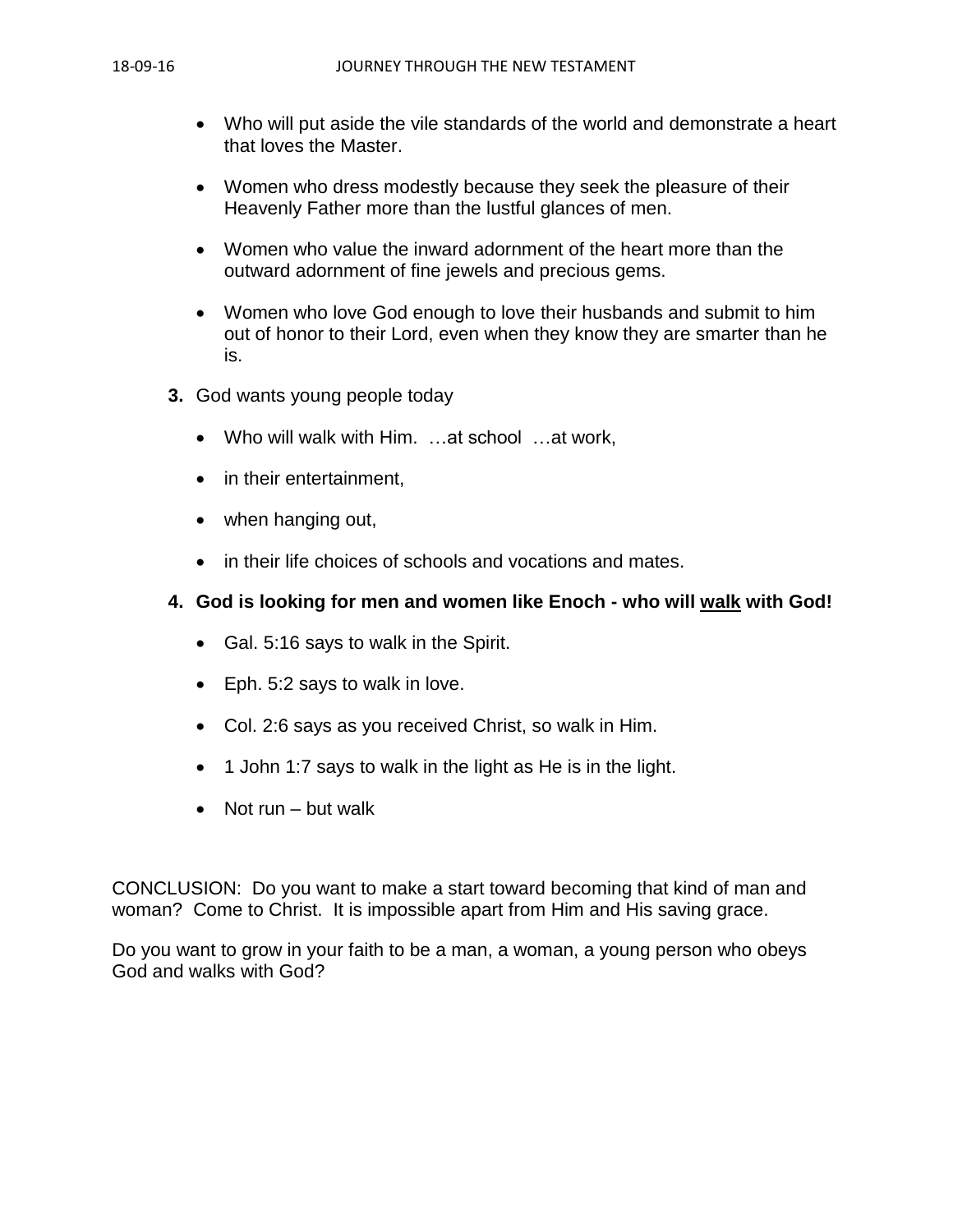- Who will put aside the vile standards of the world and demonstrate a heart that loves the Master.
- Women who dress modestly because they seek the pleasure of their Heavenly Father more than the lustful glances of men.
- Women who value the inward adornment of the heart more than the outward adornment of fine jewels and precious gems.
- Women who love God enough to love their husbands and submit to him out of honor to their Lord, even when they know they are smarter than he is.

**3.** God wants young people today

- Who will walk with Him. …at school …at work,
- in their entertainment,
- when hanging out,
- in their life choices of schools and vocations and mates.

**4. God is looking for men and women like Enoch - who will <u>walk</u> with God!**

- Gal. 5:16 says to walk in the Spirit.
- Eph. 5:2 says to walk in love.
- Col. 2:6 says as you received Christ, so walk in Him.
- 1 John 1:7 says to walk in the light as He is in the light.
- Not run – but walk

CONCLUSION: Do you want to make a start toward becoming that kind of man and woman? Come to Christ. It is impossible apart from Him and His saving grace.

Do you want to grow in your faith to be a man, a woman, a young person who obeys God and walks with God?